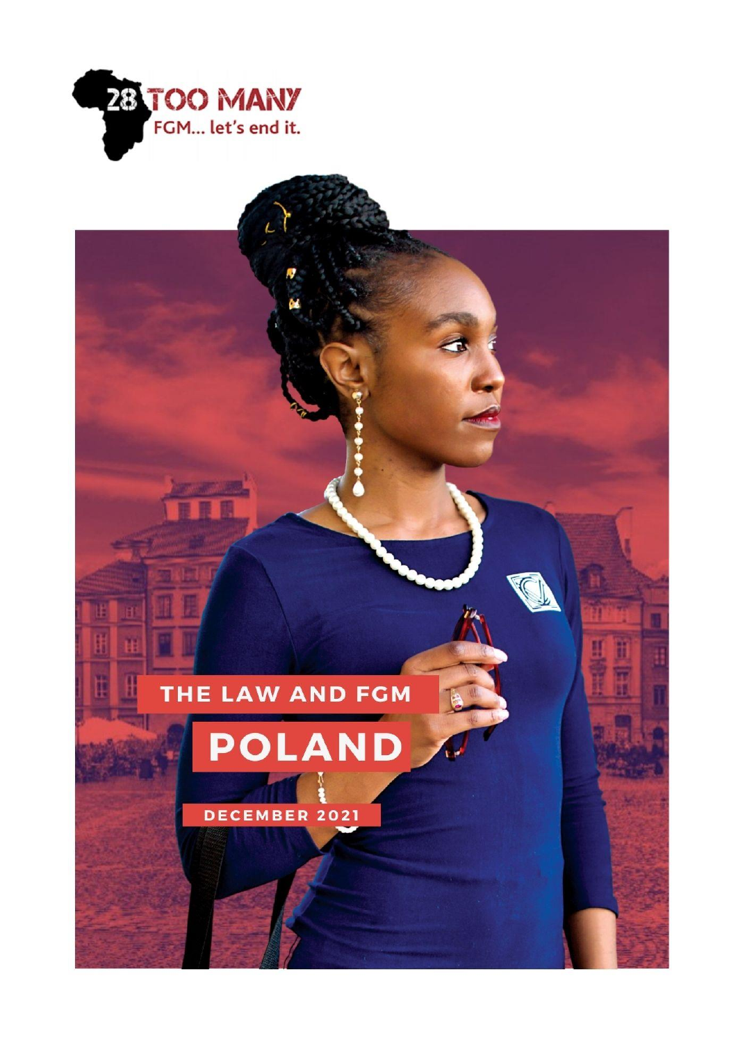28 TOO MANY

FGM... let's end it.

# THE LAW AND FGM

# POLAND

DECEMBER 2021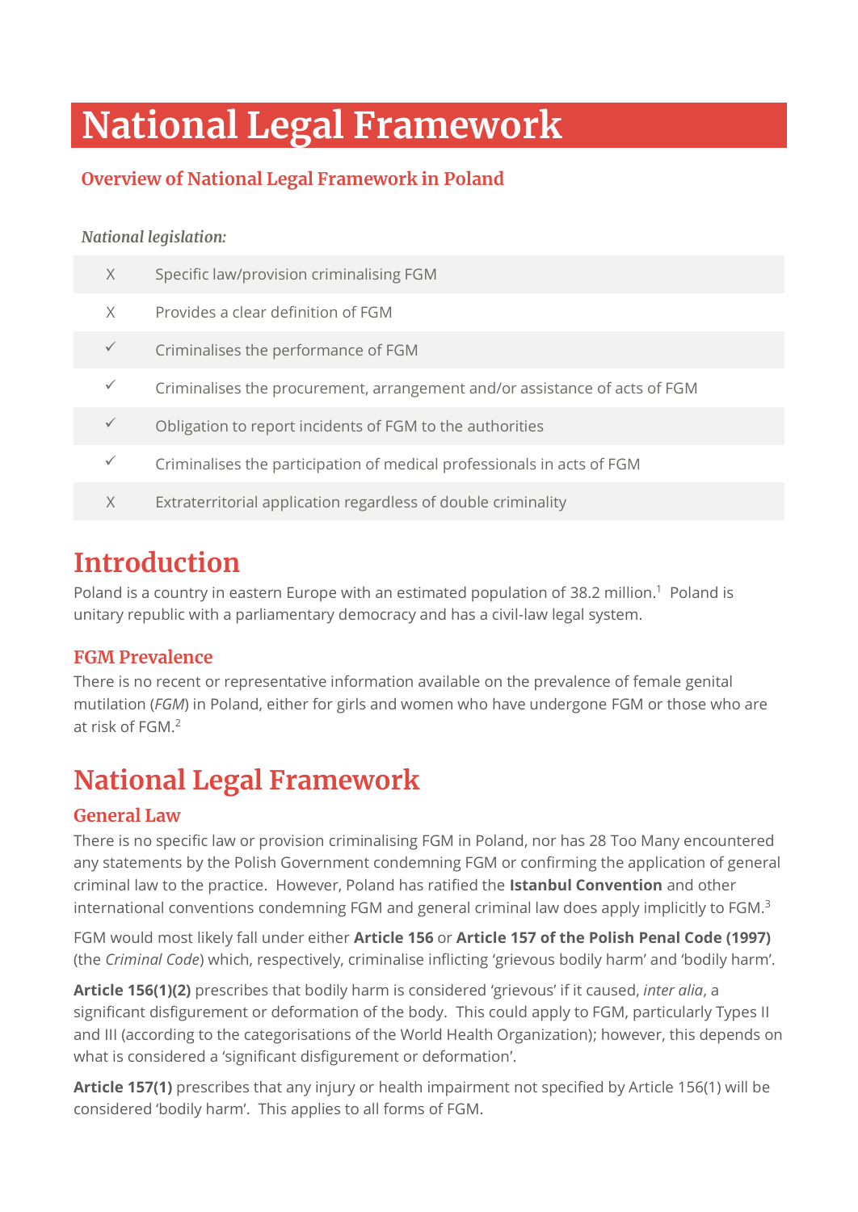# National Legal Framework

## Overview of National Legal Framework in Poland

*National legislation:*

| | |
|---|---|
| X | Specific law/provision criminalising FGM |
| X | Provides a clear definition of FGM |
| ✓ | Criminalises the performance of FGM |
| ✓ | Criminalises the procurement, arrangement and/or assistance of acts of FGM |
| ✓ | Obligation to report incidents of FGM to the authorities |
| ✓ | Criminalises the participation of medical professionals in acts of FGM |
| X | Extraterritorial application regardless of double criminality |

# Introduction

Poland is a country in eastern Europe with an estimated population of 38.2 million.[1] Poland is unitary republic with a parliamentary democracy and has a civil-law legal system.

### FGM Prevalence

There is no recent or representative information available on the prevalence of female genital mutilation (*FGM*) in Poland, either for girls and women who have undergone FGM or those who are at risk of FGM.[2]

# National Legal Framework

### General Law

There is no specific law or provision criminalising FGM in Poland, nor has 28 Too Many encountered any statements by the Polish Government condemning FGM or confirming the application of general criminal law to the practice. However, Poland has ratified the **Istanbul Convention** and other international conventions condemning FGM and general criminal law does apply implicitly to FGM.[3]

FGM would most likely fall under either **Article 156** or **Article 157 of the Polish Penal Code (1997)** (the *Criminal Code*) which, respectively, criminalise inflicting 'grievous bodily harm' and 'bodily harm'.

**Article 156(1)(2)** prescribes that bodily harm is considered 'grievous' if it caused, *inter alia*, a significant disfigurement or deformation of the body. This could apply to FGM, particularly Types II and III (according to the categorisations of the World Health Organization); however, this depends on what is considered a 'significant disfigurement or deformation'.

**Article 157(1)** prescribes that any injury or health impairment not specified by Article 156(1) will be considered 'bodily harm'. This applies to all forms of FGM.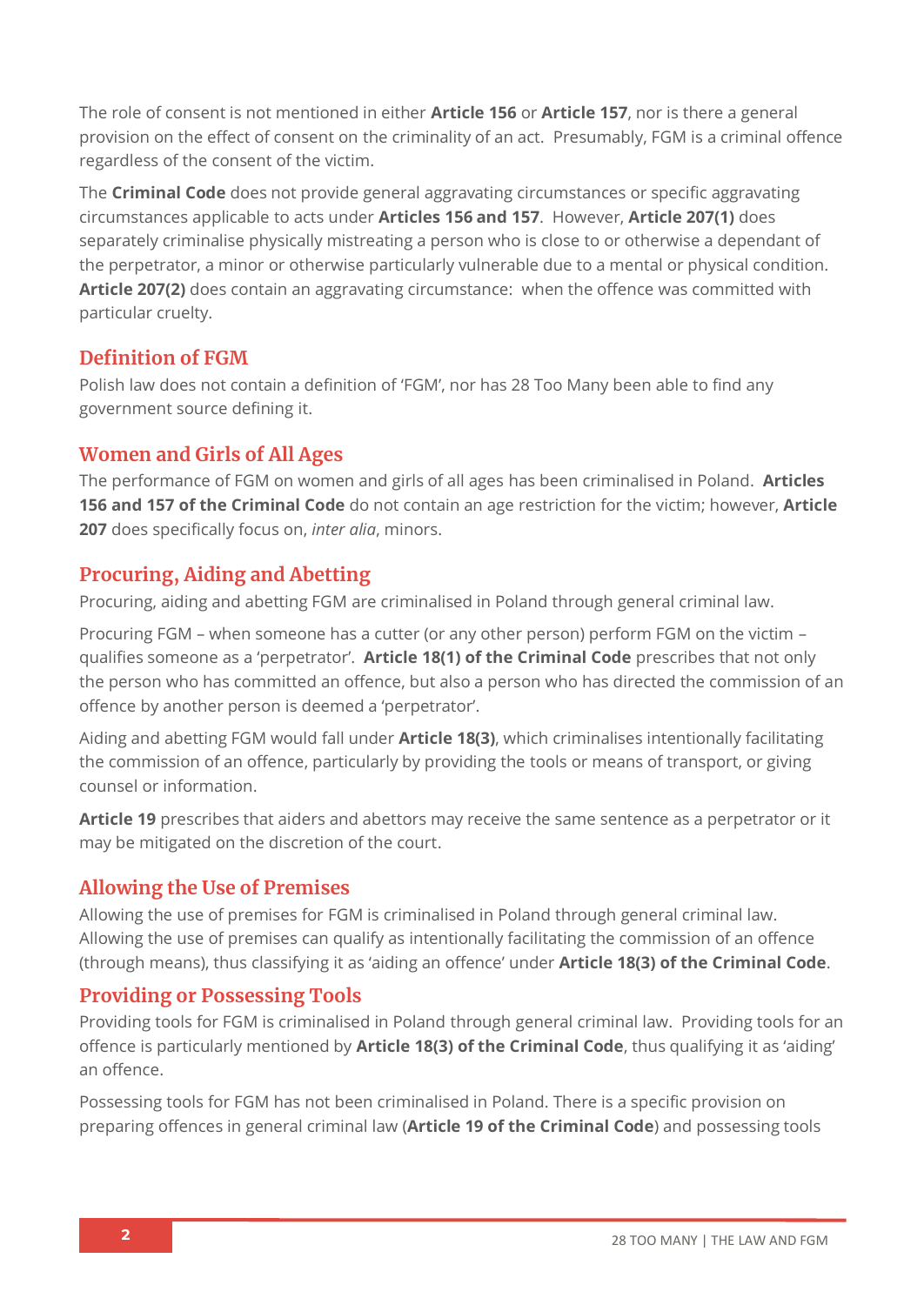The role of consent is not mentioned in either **Article 156** or **Article 157**, nor is there a general provision on the effect of consent on the criminality of an act. Presumably, FGM is a criminal offence regardless of the consent of the victim.

The **Criminal Code** does not provide general aggravating circumstances or specific aggravating circumstances applicable to acts under **Articles 156 and 157**. However, **Article 207(1)** does separately criminalise physically mistreating a person who is close to or otherwise a dependant of the perpetrator, a minor or otherwise particularly vulnerable due to a mental or physical condition. **Article 207(2)** does contain an aggravating circumstance: when the offence was committed with particular cruelty.

## Definition of FGM

Polish law does not contain a definition of 'FGM', nor has 28 Too Many been able to find any government source defining it.

## Women and Girls of All Ages

The performance of FGM on women and girls of all ages has been criminalised in Poland. **Articles 156 and 157 of the Criminal Code** do not contain an age restriction for the victim; however, **Article 207** does specifically focus on, *inter alia*, minors.

## Procuring, Aiding and Abetting

Procuring, aiding and abetting FGM are criminalised in Poland through general criminal law.

Procuring FGM – when someone has a cutter (or any other person) perform FGM on the victim – qualifies someone as a 'perpetrator'. **Article 18(1) of the Criminal Code** prescribes that not only the person who has committed an offence, but also a person who has directed the commission of an offence by another person is deemed a 'perpetrator'.

Aiding and abetting FGM would fall under **Article 18(3)**, which criminalises intentionally facilitating the commission of an offence, particularly by providing the tools or means of transport, or giving counsel or information.

**Article 19** prescribes that aiders and abettors may receive the same sentence as a perpetrator or it may be mitigated on the discretion of the court.

## Allowing the Use of Premises

Allowing the use of premises for FGM is criminalised in Poland through general criminal law. Allowing the use of premises can qualify as intentionally facilitating the commission of an offence (through means), thus classifying it as 'aiding an offence' under **Article 18(3) of the Criminal Code**.

## Providing or Possessing Tools

Providing tools for FGM is criminalised in Poland through general criminal law. Providing tools for an offence is particularly mentioned by **Article 18(3) of the Criminal Code**, thus qualifying it as 'aiding' an offence.

Possessing tools for FGM has not been criminalised in Poland. There is a specific provision on preparing offences in general criminal law (**Article 19 of the Criminal Code**) and possessing tools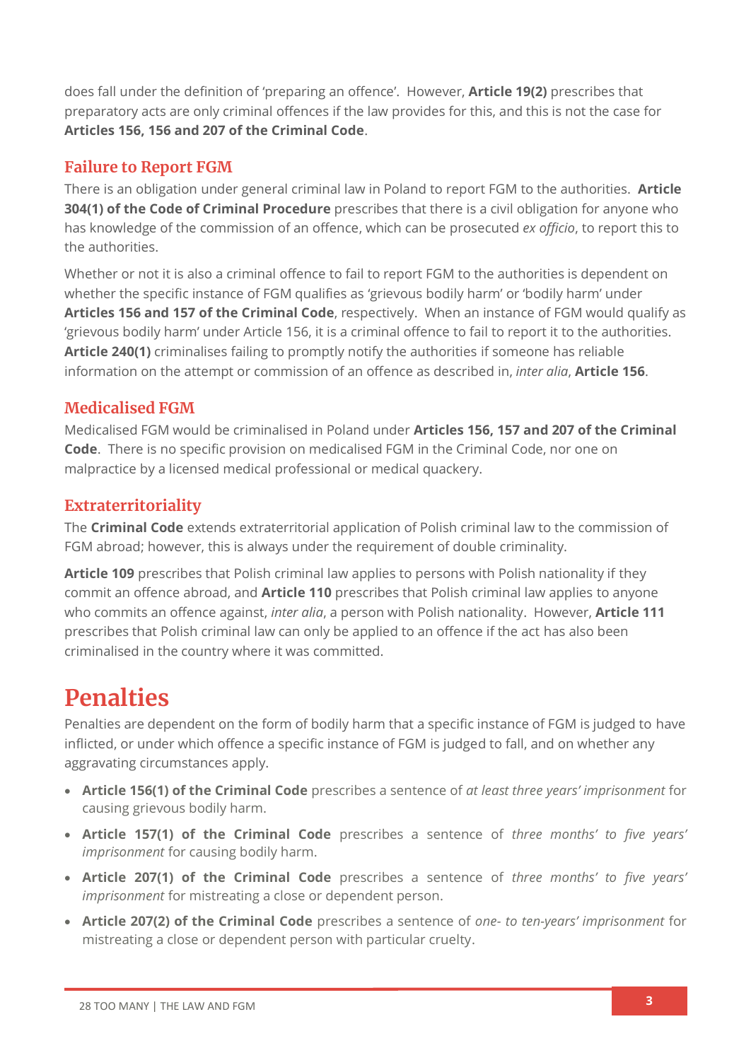does fall under the definition of 'preparing an offence'. However, **Article 19(2)** prescribes that preparatory acts are only criminal offences if the law provides for this, and this is not the case for **Articles 156, 156 and 207 of the Criminal Code**.

### Failure to Report FGM

There is an obligation under general criminal law in Poland to report FGM to the authorities. **Article 304(1) of the Code of Criminal Procedure** prescribes that there is a civil obligation for anyone who has knowledge of the commission of an offence, which can be prosecuted *ex officio*, to report this to the authorities.

Whether or not it is also a criminal offence to fail to report FGM to the authorities is dependent on whether the specific instance of FGM qualifies as 'grievous bodily harm' or 'bodily harm' under **Articles 156 and 157 of the Criminal Code**, respectively. When an instance of FGM would qualify as 'grievous bodily harm' under Article 156, it is a criminal offence to fail to report it to the authorities. **Article 240(1)** criminalises failing to promptly notify the authorities if someone has reliable information on the attempt or commission of an offence as described in, *inter alia*, **Article 156**.

### Medicalised FGM

Medicalised FGM would be criminalised in Poland under **Articles 156, 157 and 207 of the Criminal Code**. There is no specific provision on medicalised FGM in the Criminal Code, nor one on malpractice by a licensed medical professional or medical quackery.

### Extraterritoriality

The **Criminal Code** extends extraterritorial application of Polish criminal law to the commission of FGM abroad; however, this is always under the requirement of double criminality.

**Article 109** prescribes that Polish criminal law applies to persons with Polish nationality if they commit an offence abroad, and **Article 110** prescribes that Polish criminal law applies to anyone who commits an offence against, *inter alia*, a person with Polish nationality. However, **Article 111** prescribes that Polish criminal law can only be applied to an offence if the act has also been criminalised in the country where it was committed.

## Penalties

Penalties are dependent on the form of bodily harm that a specific instance of FGM is judged to have inflicted, or under which offence a specific instance of FGM is judged to fall, and on whether any aggravating circumstances apply.

- **Article 156(1) of the Criminal Code** prescribes a sentence of *at least three years' imprisonment* for causing grievous bodily harm.
- **Article 157(1) of the Criminal Code** prescribes a sentence of *three months' to five years' imprisonment* for causing bodily harm.
- **Article 207(1) of the Criminal Code** prescribes a sentence of *three months' to five years' imprisonment* for mistreating a close or dependent person.
- **Article 207(2) of the Criminal Code** prescribes a sentence of *one- to ten-years' imprisonment* for mistreating a close or dependent person with particular cruelty.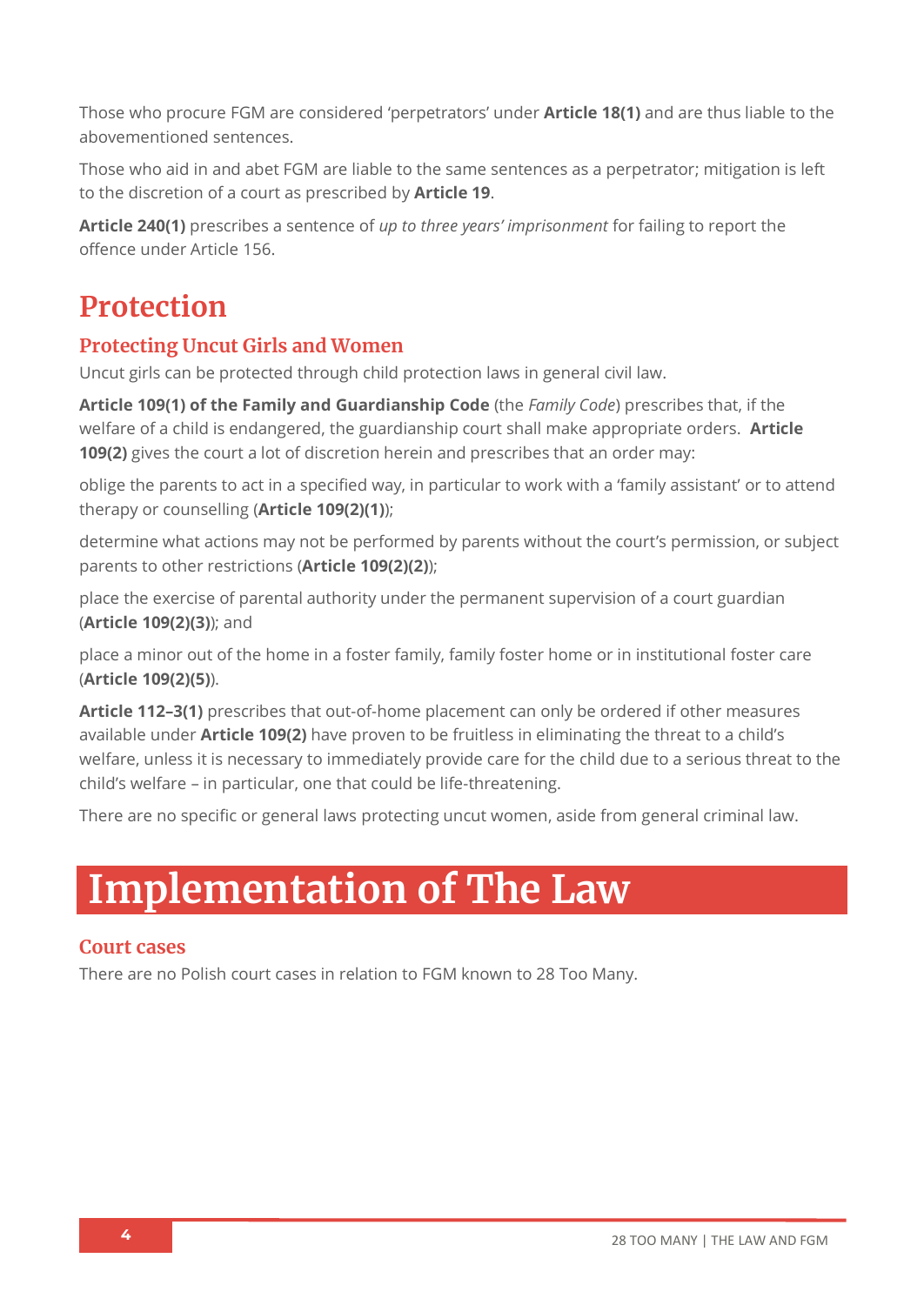Those who procure FGM are considered 'perpetrators' under **Article 18(1)** and are thus liable to the abovementioned sentences.

Those who aid in and abet FGM are liable to the same sentences as a perpetrator; mitigation is left to the discretion of a court as prescribed by **Article 19**.

**Article 240(1)** prescribes a sentence of *up to three years' imprisonment* for failing to report the offence under Article 156.

## Protection

### Protecting Uncut Girls and Women

Uncut girls can be protected through child protection laws in general civil law.

**Article 109(1) of the Family and Guardianship Code** (the *Family Code*) prescribes that, if the welfare of a child is endangered, the guardianship court shall make appropriate orders. **Article 109(2)** gives the court a lot of discretion herein and prescribes that an order may:

oblige the parents to act in a specified way, in particular to work with a 'family assistant' or to attend therapy or counselling (**Article 109(2)(1)**);

determine what actions may not be performed by parents without the court's permission, or subject parents to other restrictions (**Article 109(2)(2)**);

place the exercise of parental authority under the permanent supervision of a court guardian (**Article 109(2)(3)**); and

place a minor out of the home in a foster family, family foster home or in institutional foster care (**Article 109(2)(5)**).

**Article 112–3(1)** prescribes that out-of-home placement can only be ordered if other measures available under **Article 109(2)** have proven to be fruitless in eliminating the threat to a child's welfare, unless it is necessary to immediately provide care for the child due to a serious threat to the child's welfare – in particular, one that could be life-threatening.

There are no specific or general laws protecting uncut women, aside from general criminal law.

# Implementation of The Law

### Court cases

There are no Polish court cases in relation to FGM known to 28 Too Many.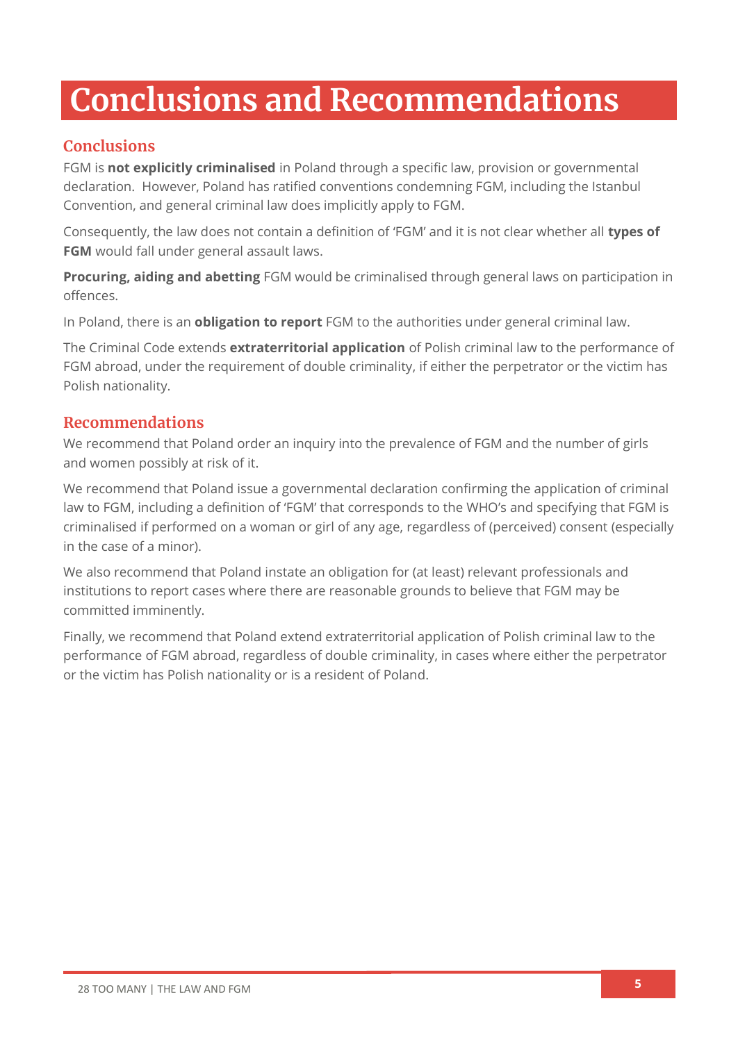# Conclusions and Recommendations

## Conclusions

FGM is **not explicitly criminalised** in Poland through a specific law, provision or governmental declaration. However, Poland has ratified conventions condemning FGM, including the Istanbul Convention, and general criminal law does implicitly apply to FGM.

Consequently, the law does not contain a definition of 'FGM' and it is not clear whether all **types of FGM** would fall under general assault laws.

**Procuring, aiding and abetting** FGM would be criminalised through general laws on participation in offences.

In Poland, there is an **obligation to report** FGM to the authorities under general criminal law.

The Criminal Code extends **extraterritorial application** of Polish criminal law to the performance of FGM abroad, under the requirement of double criminality, if either the perpetrator or the victim has Polish nationality.

## Recommendations

We recommend that Poland order an inquiry into the prevalence of FGM and the number of girls and women possibly at risk of it.

We recommend that Poland issue a governmental declaration confirming the application of criminal law to FGM, including a definition of 'FGM' that corresponds to the WHO's and specifying that FGM is criminalised if performed on a woman or girl of any age, regardless of (perceived) consent (especially in the case of a minor).

We also recommend that Poland instate an obligation for (at least) relevant professionals and institutions to report cases where there are reasonable grounds to believe that FGM may be committed imminently.

Finally, we recommend that Poland extend extraterritorial application of Polish criminal law to the performance of FGM abroad, regardless of double criminality, in cases where either the perpetrator or the victim has Polish nationality or is a resident of Poland.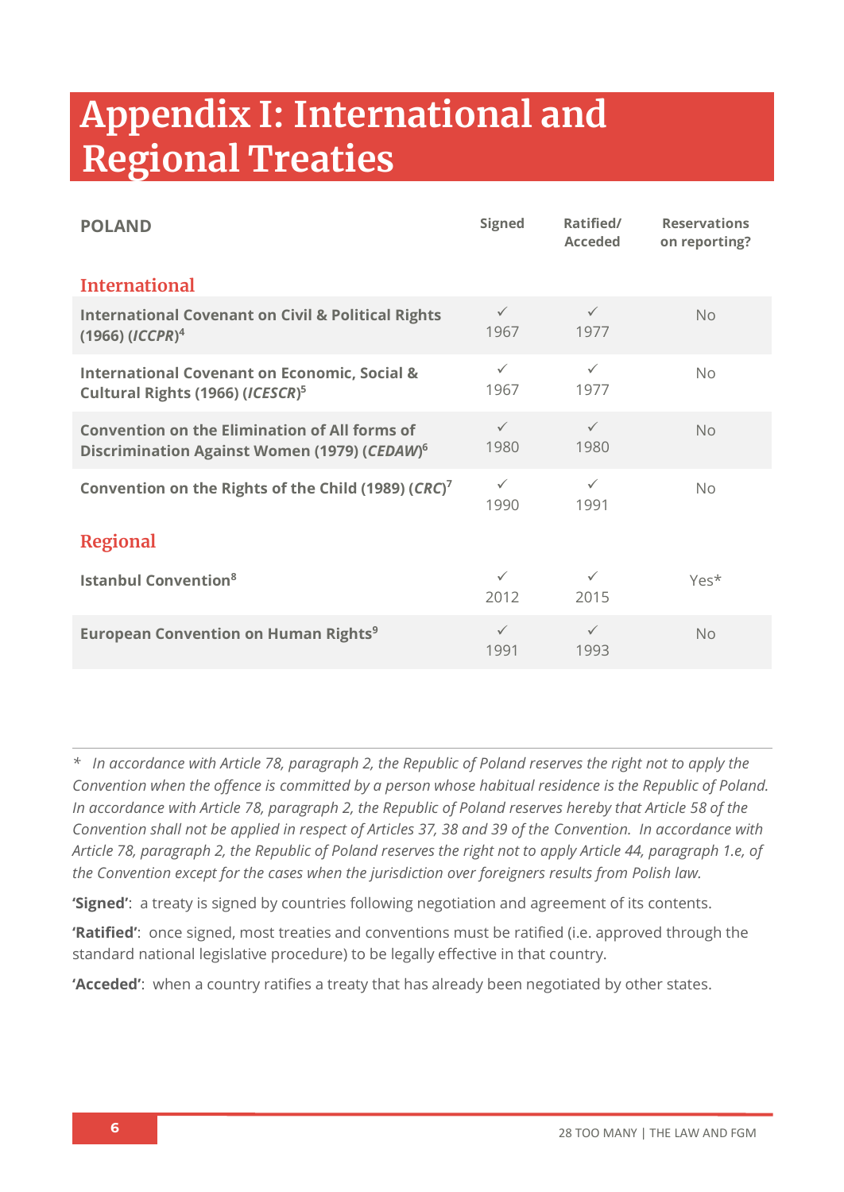# Appendix I: International and Regional Treaties

| POLAND | Signed | Ratified/ Acceded | Reservations on reporting? |
|---|---|---|---|
| **International** | | | |
| **International Covenant on Civil & Political Rights (1966) (*ICCPR*)**[4] | ✓ 1967 | ✓ 1977 | No |
| **International Covenant on Economic, Social & Cultural Rights (1966) (*ICESCR*)**[5] | ✓ 1967 | ✓ 1977 | No |
| **Convention on the Elimination of All forms of Discrimination Against Women (1979) (*CEDAW*)**[6] | ✓ 1980 | ✓ 1980 | No |
| **Convention on the Rights of the Child (1989) (*CRC*)**[7] | ✓ 1990 | ✓ 1991 | No |
| **Regional** | | | |
| **Istanbul Convention**[8] | ✓ 2012 | ✓ 2015 | Yes* |
| **European Convention on Human Rights**[9] | ✓ 1991 | ✓ 1993 | No |

\* *In accordance with Article 78, paragraph 2, the Republic of Poland reserves the right not to apply the Convention when the offence is committed by a person whose habitual residence is the Republic of Poland. In accordance with Article 78, paragraph 2, the Republic of Poland reserves hereby that Article 58 of the Convention shall not be applied in respect of Articles 37, 38 and 39 of the Convention. In accordance with Article 78, paragraph 2, the Republic of Poland reserves the right not to apply Article 44, paragraph 1.e, of the Convention except for the cases when the jurisdiction over foreigners results from Polish law.*

**'Signed'**: a treaty is signed by countries following negotiation and agreement of its contents.

**'Ratified'**: once signed, most treaties and conventions must be ratified (i.e. approved through the standard national legislative procedure) to be legally effective in that country.

**'Acceded'**: when a country ratifies a treaty that has already been negotiated by other states.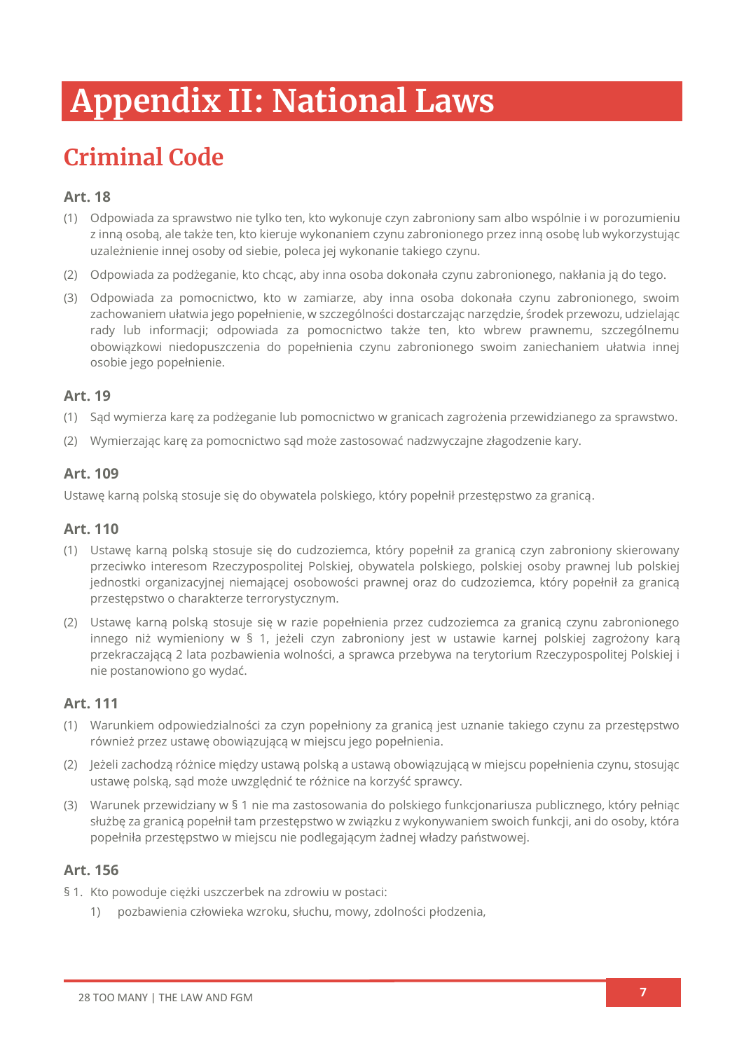# Appendix II: National Laws

## Criminal Code

### Art. 18

(1) Odpowiada za sprawstwo nie tylko ten, kto wykonuje czyn zabroniony sam albo wspólnie i w porozumieniu z inną osobą, ale także ten, kto kieruje wykonaniem czynu zabronionego przez inną osobę lub wykorzystując uzależnienie innej osoby od siebie, poleca jej wykonanie takiego czynu.

(2) Odpowiada za podżeganie, kto chcąc, aby inna osoba dokonała czynu zabronionego, nakłania ją do tego.

(3) Odpowiada za pomocnictwo, kto w zamiarze, aby inna osoba dokonała czynu zabronionego, swoim zachowaniem ułatwia jego popełnienie, w szczególności dostarczając narzędzie, środek przewozu, udzielając rady lub informacji; odpowiada za pomocnictwo także ten, kto wbrew prawnemu, szczególnemu obowiązkowi niedopuszczenia do popełnienia czynu zabronionego swoim zaniechaniem ułatwia innej osobie jego popełnienie.

### Art. 19

(1) Sąd wymierza karę za podżeganie lub pomocnictwo w granicach zagrożenia przewidzianego za sprawstwo.

(2) Wymierzając karę za pomocnictwo sąd może zastosować nadzwyczajne złagodzenie kary.

### Art. 109

Ustawę karną polską stosuje się do obywatela polskiego, który popełnił przestępstwo za granicą.

### Art. 110

(1) Ustawę karną polską stosuje się do cudzoziemca, który popełnił za granicą czyn zabroniony skierowany przeciwko interesom Rzeczypospolitej Polskiej, obywatela polskiego, polskiej osoby prawnej lub polskiej jednostki organizacyjnej niemającej osobowości prawnej oraz do cudzoziemca, który popełnił za granicą przestępstwo o charakterze terrorystycznym.

(2) Ustawę karną polską stosuje się w razie popełnienia przez cudzoziemca za granicą czynu zabronionego innego niż wymieniony w § 1, jeżeli czyn zabroniony jest w ustawie karnej polskiej zagrożony karą przekraczającą 2 lata pozbawienia wolności, a sprawca przebywa na terytorium Rzeczypospolitej Polskiej i nie postanowiono go wydać.

### Art. 111

(1) Warunkiem odpowiedzialności za czyn popełniony za granicą jest uznanie takiego czynu za przestępstwo również przez ustawę obowiązującą w miejscu jego popełnienia.

(2) Jeżeli zachodzą różnice między ustawą polską a ustawą obowiązującą w miejscu popełnienia czynu, stosując ustawę polską, sąd może uwzględnić te różnice na korzyść sprawcy.

(3) Warunek przewidziany w § 1 nie ma zastosowania do polskiego funkcjonariusza publicznego, który pełniąc służbę za granicą popełnił tam przestępstwo w związku z wykonywaniem swoich funkcji, ani do osoby, która popełniła przestępstwo w miejscu nie podlegającym żadnej władzy państwowej.

### Art. 156

§ 1. Kto powoduje ciężki uszczerbek na zdrowiu w postaci:

1) pozbawienia człowieka wzroku, słuchu, mowy, zdolności płodzenia,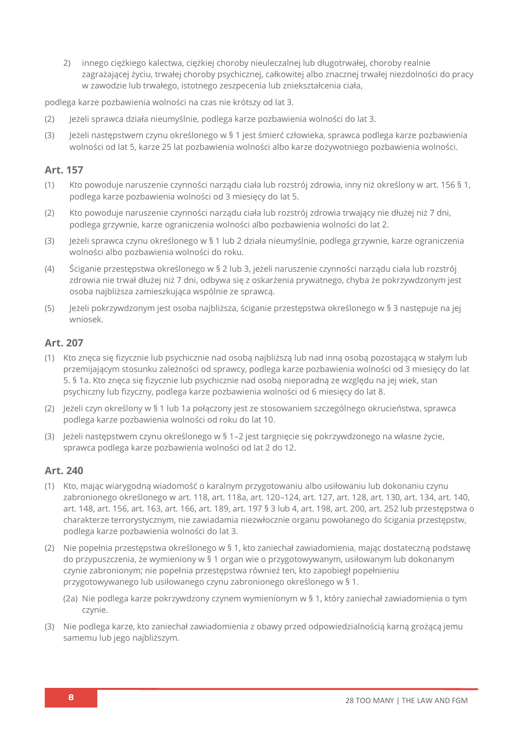2) innego ciężkiego kalectwa, ciężkiej choroby nieuleczalnej lub długotrwałej, choroby realnie zagrażającej życiu, trwałej choroby psychicznej, całkowitej albo znacznej trwałej niezdolności do pracy w zawodzie lub trwałego, istotnego zeszpecenia lub zniekształcenia ciała,

podlega karze pozbawienia wolności na czas nie krótszy od lat 3.

(2) Jeżeli sprawca działa nieumyślnie, podlega karze pozbawienia wolności do lat 3.

(3) Jeżeli następstwem czynu określonego w § 1 jest śmierć człowieka, sprawca podlega karze pozbawienia wolności od lat 5, karze 25 lat pozbawienia wolności albo karze dożywotniego pozbawienia wolności.

### Art. 157

(1) Kto powoduje naruszenie czynności narządu ciała lub rozstrój zdrowia, inny niż określony w art. 156 § 1, podlega karze pozbawienia wolności od 3 miesięcy do lat 5.

(2) Kto powoduje naruszenie czynności narządu ciała lub rozstrój zdrowia trwający nie dłużej niż 7 dni, podlega grzywnie, karze ograniczenia wolności albo pozbawienia wolności do lat 2.

(3) Jeżeli sprawca czynu określonego w § 1 lub 2 działa nieumyślnie, podlega grzywnie, karze ograniczenia wolności albo pozbawienia wolności do roku.

(4) Ściganie przestępstwa określonego w § 2 lub 3, jeżeli naruszenie czynności narządu ciała lub rozstrój zdrowia nie trwał dłużej niż 7 dni, odbywa się z oskarżenia prywatnego, chyba że pokrzywdzonym jest osoba najbliższa zamieszkująca wspólnie ze sprawcą.

(5) Jeżeli pokrzywdzonym jest osoba najbliższa, ściganie przestępstwa określonego w § 3 następuje na jej wniosek.

### Art. 207

(1) Kto znęca się fizycznie lub psychicznie nad osobą najbliższą lub nad inną osobą pozostającą w stałym lub przemijającym stosunku zależności od sprawcy, podlega karze pozbawienia wolności od 3 miesięcy do lat 5. § 1a. Kto znęca się fizycznie lub psychicznie nad osobą nieporadną ze względu na jej wiek, stan psychiczny lub fizyczny, podlega karze pozbawienia wolności od 6 miesięcy do lat 8.

(2) Jeżeli czyn określony w § 1 lub 1a połączony jest ze stosowaniem szczególnego okrucieństwa, sprawca podlega karze pozbawienia wolności od roku do lat 10.

(3) Jeżeli następstwem czynu określonego w § 1–2 jest targnięcie się pokrzywdzonego na własne życie, sprawca podlega karze pozbawienia wolności od lat 2 do 12.

### Art. 240

(1) Kto, mając wiarygodną wiadomość o karalnym przygotowaniu albo usiłowaniu lub dokonaniu czynu zabronionego określonego w art. 118, art. 118a, art. 120–124, art. 127, art. 128, art. 130, art. 134, art. 140, art. 148, art. 156, art. 163, art. 166, art. 189, art. 197 § 3 lub 4, art. 198, art. 200, art. 252 lub przestępstwa o charakterze terrorystycznym, nie zawiadamia niezwłocznie organu powołanego do ścigania przestępstw, podlega karze pozbawienia wolności do lat 3.

(2) Nie popełnia przestępstwa określonego w § 1, kto zaniechał zawiadomienia, mając dostateczną podstawę do przypuszczenia, że wymieniony w § 1 organ wie o przygotowywanym, usiłowanym lub dokonanym czynie zabronionym; nie popełnia przestępstwa również ten, kto zapobiegł popełnieniu przygotowywanego lub usiłowanego czynu zabronionego określonego w § 1.

  (2a) Nie podlega karze pokrzywdzony czynem wymienionym w § 1, który zaniechał zawiadomienia o tym czynie.

(3) Nie podlega karze, kto zaniechał zawiadomienia z obawy przed odpowiedzialnością karną grożącą jemu samemu lub jego najbliższym.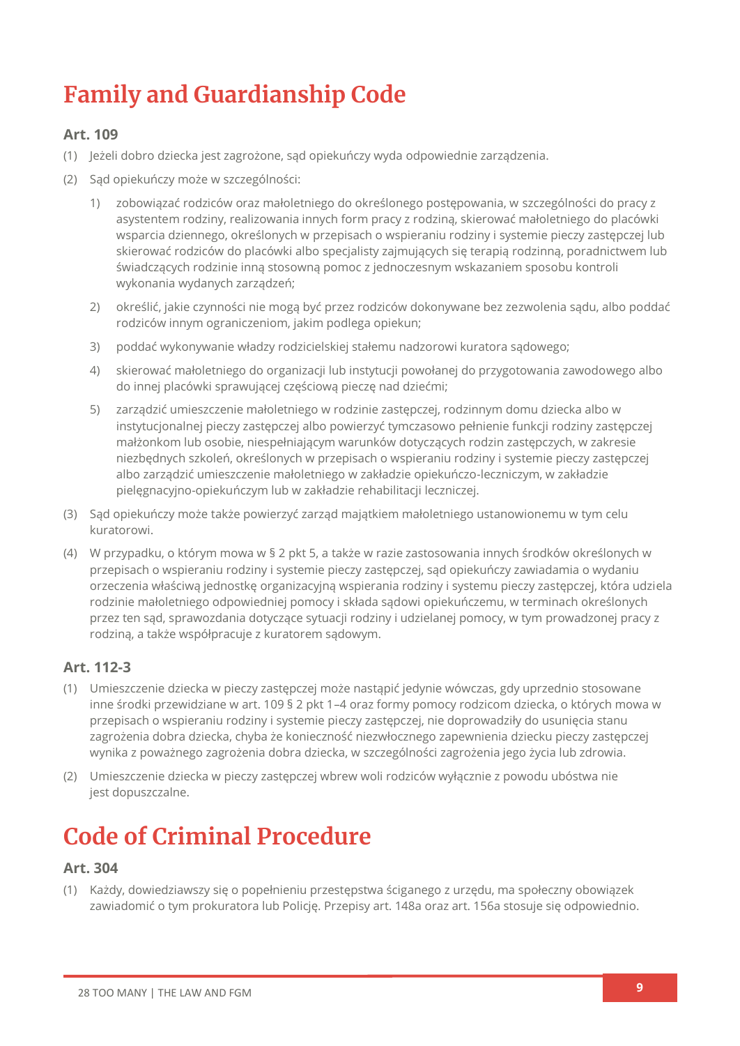# Family and Guardianship Code

### Art. 109

(1) Jeżeli dobro dziecka jest zagrożone, sąd opiekuńczy wyda odpowiednie zarządzenia.

(2) Sąd opiekuńczy może w szczególności:

1) zobowiązać rodziców oraz małoletniego do określonego postępowania, w szczególności do pracy z asystentem rodziny, realizowania innych form pracy z rodziną, skierować małoletniego do placówki wsparcia dziennego, określonych w przepisach o wspieraniu rodziny i systemie pieczy zastępczej lub skierować rodziców do placówki albo specjalisty zajmujących się terapią rodzinną, poradnictwem lub świadczących rodzinie inną stosowną pomoc z jednoczesnym wskazaniem sposobu kontroli wykonania wydanych zarządzeń;

2) określić, jakie czynności nie mogą być przez rodziców dokonywane bez zezwolenia sądu, albo poddać rodziców innym ograniczeniom, jakim podlega opiekun;

3) poddać wykonywanie władzy rodzicielskiej stałemu nadzorowi kuratora sądowego;

4) skierować małoletniego do organizacji lub instytucji powołanej do przygotowania zawodowego albo do innej placówki sprawującej częściową pieczę nad dziećmi;

5) zarządzić umieszczenie małoletniego w rodzinie zastępczej, rodzinnym domu dziecka albo w instytucjonalnej pieczy zastępczej albo powierzyć tymczasowo pełnienie funkcji rodziny zastępczej małżonkom lub osobie, niespełniającym warunków dotyczących rodzin zastępczych, w zakresie niezbędnych szkoleń, określonych w przepisach o wspieraniu rodziny i systemie pieczy zastępczej albo zarządzić umieszczenie małoletniego w zakładzie opiekuńczo-leczniczym, w zakładzie pielęgnacyjno-opiekuńczym lub w zakładzie rehabilitacji leczniczej.

(3) Sąd opiekuńczy może także powierzyć zarząd majątkiem małoletniego ustanowionemu w tym celu kuratorowi.

(4) W przypadku, o którym mowa w § 2 pkt 5, a także w razie zastosowania innych środków określonych w przepisach o wspieraniu rodziny i systemie pieczy zastępczej, sąd opiekuńczy zawiadamia o wydaniu orzeczenia właściwą jednostkę organizacyjną wspierania rodziny i systemu pieczy zastępczej, która udziela rodzinie małoletniego odpowiedniej pomocy i składa sądowi opiekuńczemu, w terminach określonych przez ten sąd, sprawozdania dotyczące sytuacji rodziny i udzielanej pomocy, w tym prowadzonej pracy z rodziną, a także współpracuje z kuratorem sądowym.

### Art. 112-3

(1) Umieszczenie dziecka w pieczy zastępczej może nastąpić jedynie wówczas, gdy uprzednio stosowane inne środki przewidziane w art. 109 § 2 pkt 1–4 oraz formy pomocy rodzicom dziecka, o których mowa w przepisach o wspieraniu rodziny i systemie pieczy zastępczej, nie doprowadziły do usunięcia stanu zagrożenia dobra dziecka, chyba że konieczność niezwłocznego zapewnienia dziecku pieczy zastępczej wynika z poważnego zagrożenia dobra dziecka, w szczególności zagrożenia jego życia lub zdrowia.

(2) Umieszczenie dziecka w pieczy zastępczej wbrew woli rodziców wyłącznie z powodu ubóstwa nie jest dopuszczalne.

# Code of Criminal Procedure

### Art. 304

(1) Każdy, dowiedziawszy się o popełnieniu przestępstwa ściganego z urzędu, ma społeczny obowiązek zawiadomić o tym prokuratora lub Policję. Przepisy art. 148a oraz art. 156a stosuje się odpowiednio.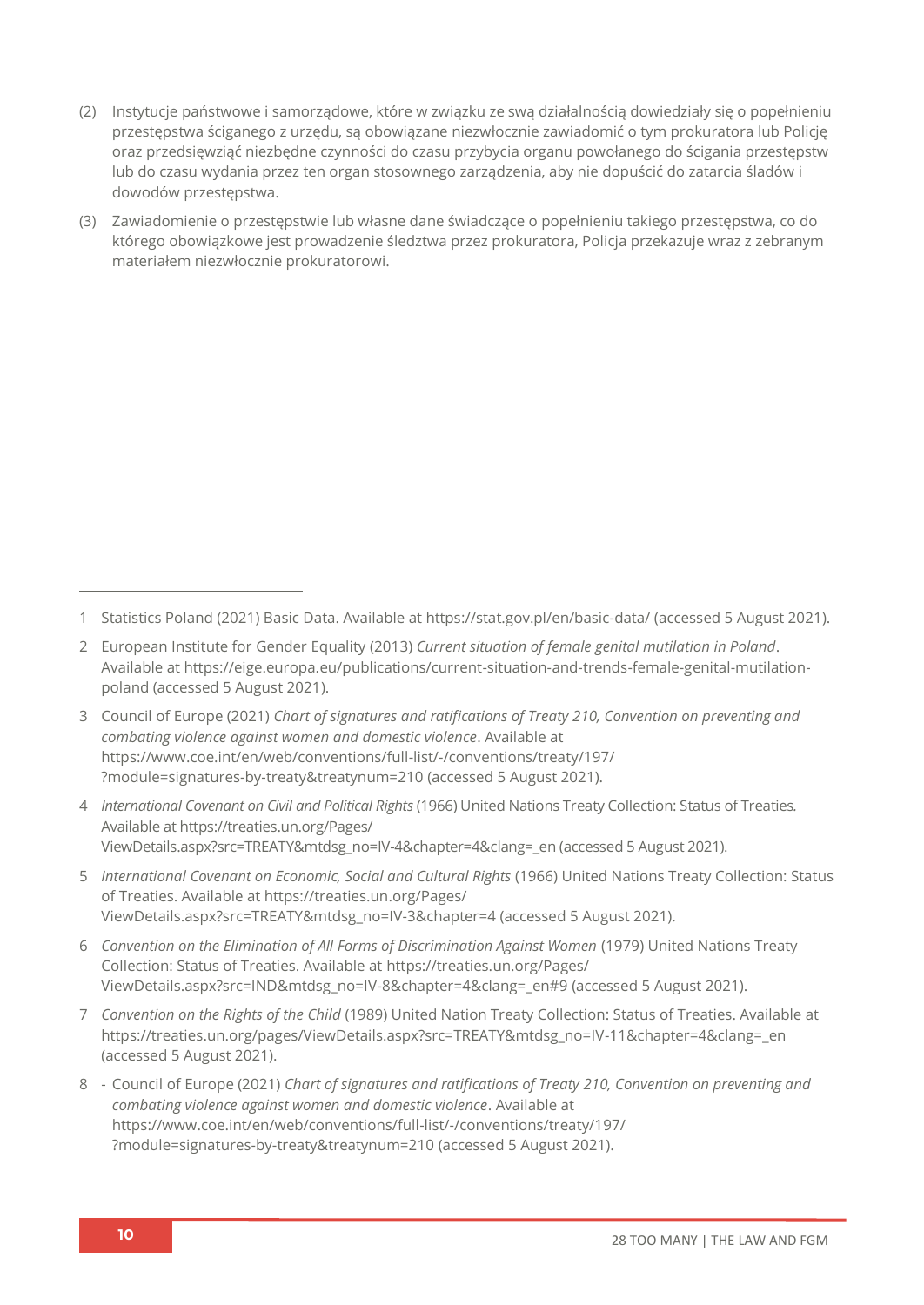(2) Instytucje państwowe i samorządowe, które w związku ze swą działalnością dowiedziały się o popełnieniu przestępstwa ściganego z urzędu, są obowiązane niezwłocznie zawiadomić o tym prokuratora lub Policję oraz przedsięwziąć niezbędne czynności do czasu przybycia organu powołanego do ścigania przestępstw lub do czasu wydania przez ten organ stosownego zarządzenia, aby nie dopuścić do zatarcia śladów i dowodów przestępstwa.

(3) Zawiadomienie o przestępstwie lub własne dane świadczące o popełnieniu takiego przestępstwa, co do którego obowiązkowe jest prowadzenie śledztwa przez prokuratora, Policja przekazuje wraz z zebranym materiałem niezwłocznie prokuratorowi.

---

1 Statistics Poland (2021) Basic Data. Available at https://stat.gov.pl/en/basic-data/ (accessed 5 August 2021).

2 European Institute for Gender Equality (2013) *Current situation of female genital mutilation in Poland*. Available at https://eige.europa.eu/publications/current-situation-and-trends-female-genital-mutilation-poland (accessed 5 August 2021).

3 Council of Europe (2021) *Chart of signatures and ratifications of Treaty 210, Convention on preventing and combating violence against women and domestic violence*. Available at https://www.coe.int/en/web/conventions/full-list/-/conventions/treaty/197/?module=signatures-by-treaty&treatynum=210 (accessed 5 August 2021).

4 *International Covenant on Civil and Political Rights* (1966) United Nations Treaty Collection: Status of Treaties. Available at https://treaties.un.org/Pages/ViewDetails.aspx?src=TREATY&mtdsg_no=IV-4&chapter=4&clang=_en (accessed 5 August 2021).

5 *International Covenant on Economic, Social and Cultural Rights* (1966) United Nations Treaty Collection: Status of Treaties. Available at https://treaties.un.org/Pages/ViewDetails.aspx?src=TREATY&mtdsg_no=IV-3&chapter=4 (accessed 5 August 2021).

6 *Convention on the Elimination of All Forms of Discrimination Against Women* (1979) United Nations Treaty Collection: Status of Treaties. Available at https://treaties.un.org/Pages/ViewDetails.aspx?src=IND&mtdsg_no=IV-8&chapter=4&clang=_en#9 (accessed 5 August 2021).

7 *Convention on the Rights of the Child* (1989) United Nation Treaty Collection: Status of Treaties. Available at https://treaties.un.org/pages/ViewDetails.aspx?src=TREATY&mtdsg_no=IV-11&chapter=4&clang=_en (accessed 5 August 2021).

8 - Council of Europe (2021) *Chart of signatures and ratifications of Treaty 210, Convention on preventing and combating violence against women and domestic violence*. Available at https://www.coe.int/en/web/conventions/full-list/-/conventions/treaty/197/?module=signatures-by-treaty&treatynum=210 (accessed 5 August 2021).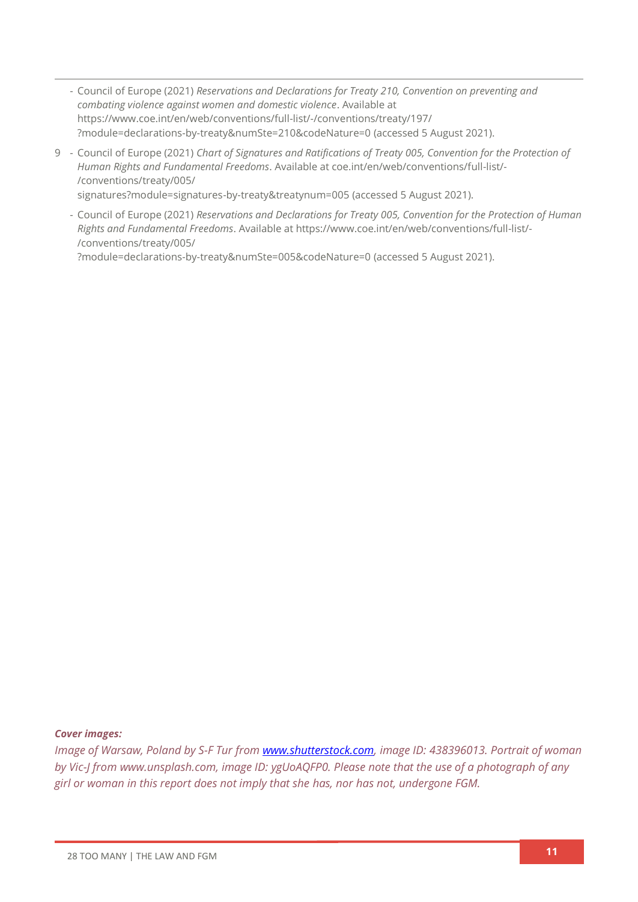- Council of Europe (2021) *Reservations and Declarations for Treaty 210, Convention on preventing and combating violence against women and domestic violence*. Available at https://www.coe.int/en/web/conventions/full-list/-/conventions/treaty/197/?module=declarations-by-treaty&numSte=210&codeNature=0 (accessed 5 August 2021).

9
- Council of Europe (2021) *Chart of Signatures and Ratifications of Treaty 005, Convention for the Protection of Human Rights and Fundamental Freedoms*. Available at coe.int/en/web/conventions/full-list/-/conventions/treaty/005/signatures?module=signatures-by-treaty&treatynum=005 (accessed 5 August 2021).
- Council of Europe (2021) *Reservations and Declarations for Treaty 005, Convention for the Protection of Human Rights and Fundamental Freedoms*. Available at https://www.coe.int/en/web/conventions/full-list/-/conventions/treaty/005/?module=declarations-by-treaty&numSte=005&codeNature=0 (accessed 5 August 2021).

***Cover images:***

*Image of Warsaw, Poland by S-F Tur from [www.shutterstock.com](www.shutterstock.com), image ID: 438396013. Portrait of woman by Vic-J from www.unsplash.com, image ID: ygUoAQFP0. Please note that the use of a photograph of any girl or woman in this report does not imply that she has, nor has not, undergone FGM.*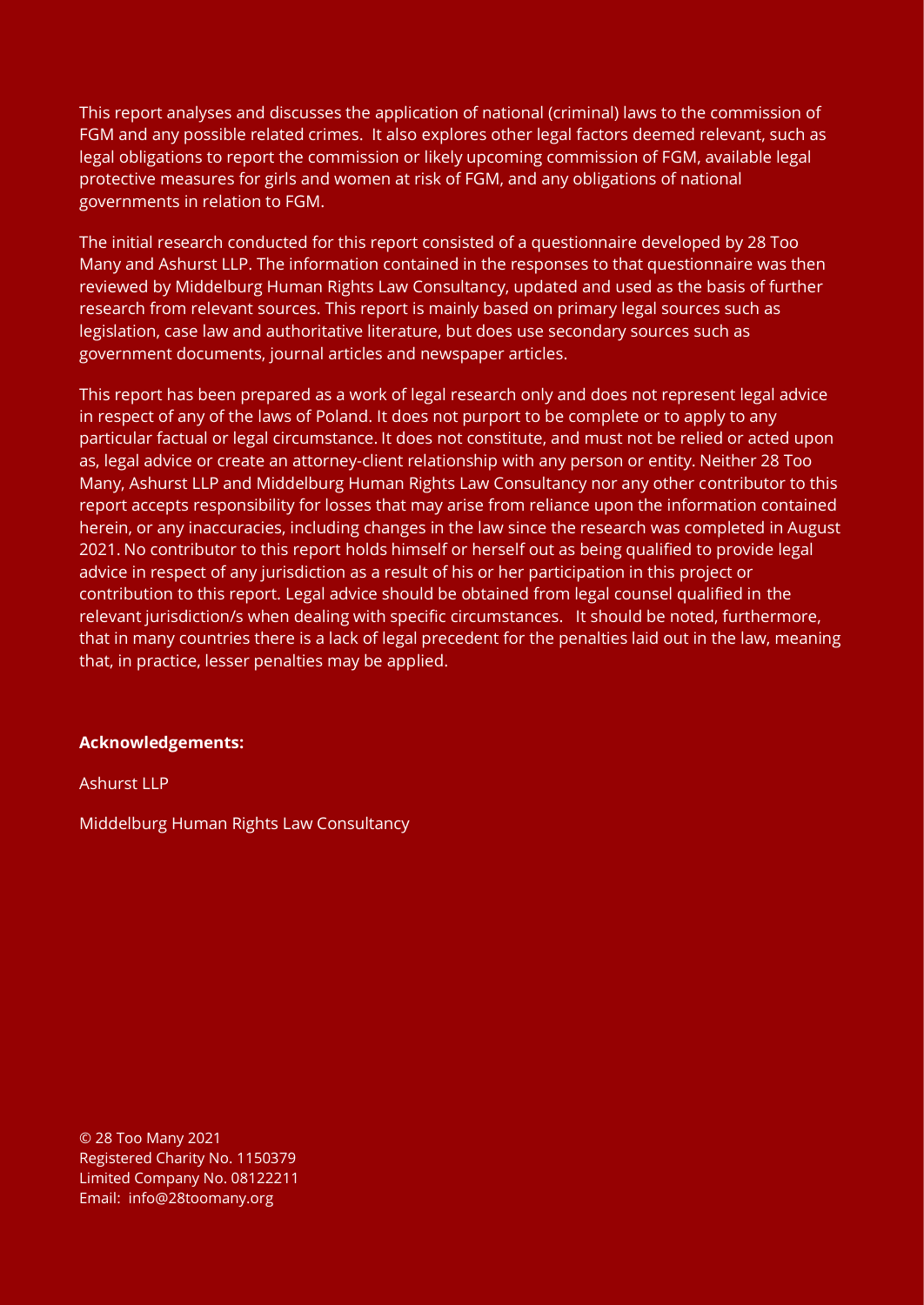This report analyses and discusses the application of national (criminal) laws to the commission of FGM and any possible related crimes. It also explores other legal factors deemed relevant, such as legal obligations to report the commission or likely upcoming commission of FGM, available legal protective measures for girls and women at risk of FGM, and any obligations of national governments in relation to FGM.

The initial research conducted for this report consisted of a questionnaire developed by 28 Too Many and Ashurst LLP. The information contained in the responses to that questionnaire was then reviewed by Middelburg Human Rights Law Consultancy, updated and used as the basis of further research from relevant sources. This report is mainly based on primary legal sources such as legislation, case law and authoritative literature, but does use secondary sources such as government documents, journal articles and newspaper articles.

This report has been prepared as a work of legal research only and does not represent legal advice in respect of any of the laws of Poland. It does not purport to be complete or to apply to any particular factual or legal circumstance. It does not constitute, and must not be relied or acted upon as, legal advice or create an attorney-client relationship with any person or entity. Neither 28 Too Many, Ashurst LLP and Middelburg Human Rights Law Consultancy nor any other contributor to this report accepts responsibility for losses that may arise from reliance upon the information contained herein, or any inaccuracies, including changes in the law since the research was completed in August 2021. No contributor to this report holds himself or herself out as being qualified to provide legal advice in respect of any jurisdiction as a result of his or her participation in this project or contribution to this report. Legal advice should be obtained from legal counsel qualified in the relevant jurisdiction/s when dealing with specific circumstances. It should be noted, furthermore, that in many countries there is a lack of legal precedent for the penalties laid out in the law, meaning that, in practice, lesser penalties may be applied.

**Acknowledgements:**

Ashurst LLP

Middelburg Human Rights Law Consultancy

© 28 Too Many 2021
Registered Charity No. 1150379
Limited Company No. 08122211
Email: info@28toomany.org